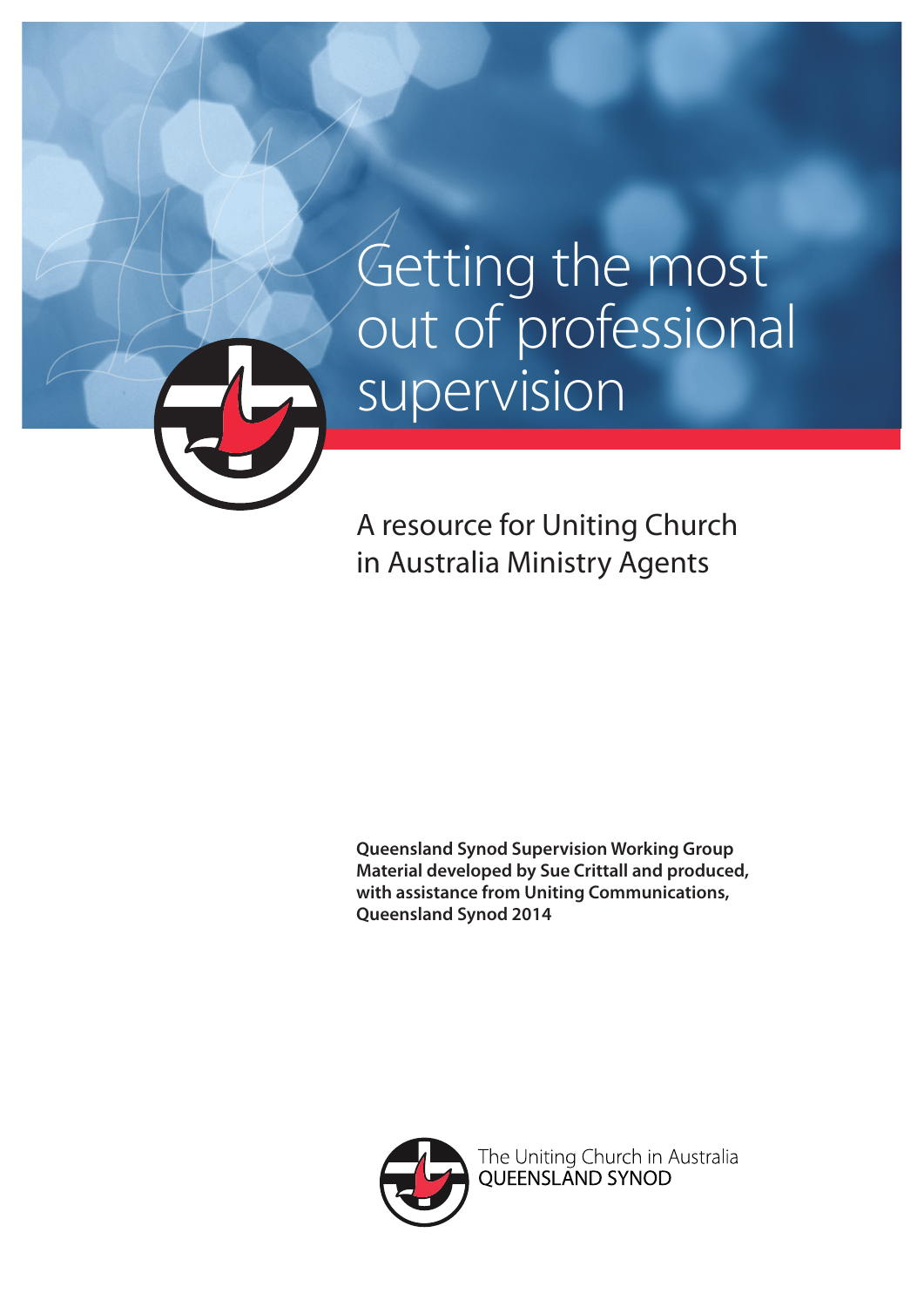# Getting the most out of professional supervision

## A resource for Uniting Church in Australia Ministry Agents

**Queensland Synod Supervision Working Group**
**Material developed by Sue Crittall and produced, with assistance from Uniting Communications, Queensland Synod 2014**

The Uniting Church in Australia
QUEENSLAND SYNOD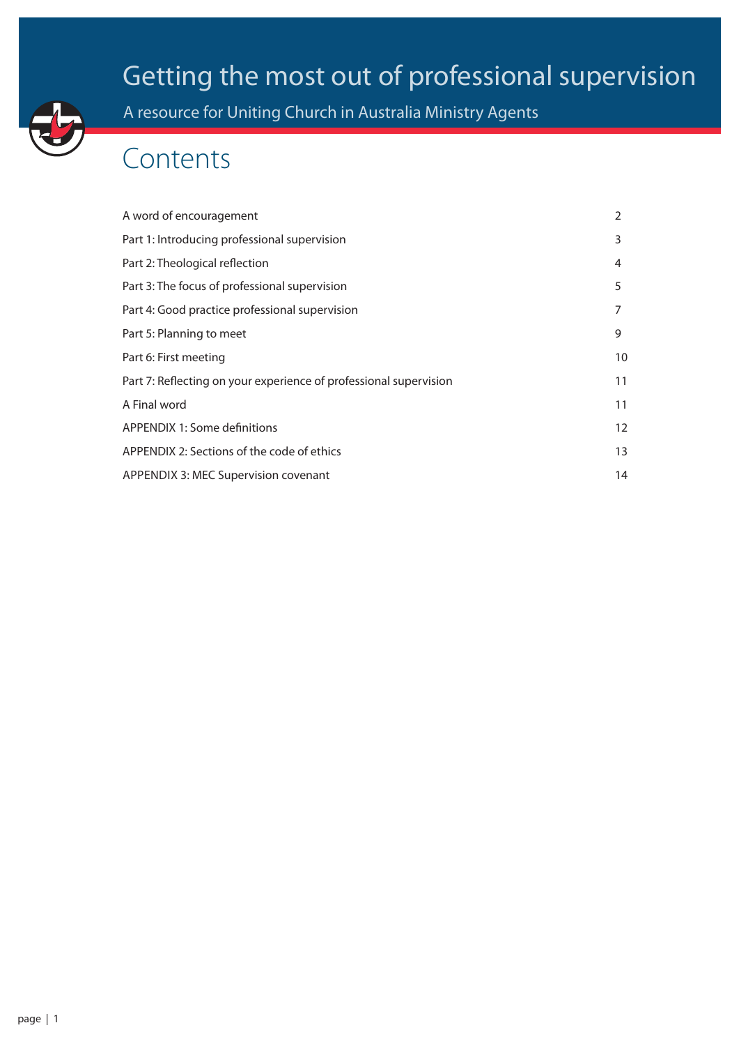# Getting the most out of professional supervision

A resource for Uniting Church in Australia Ministry Agents

## Contents

| | |
|---|---|
| A word of encouragement | 2 |
| Part 1: Introducing professional supervision | 3 |
| Part 2: Theological reflection | 4 |
| Part 3: The focus of professional supervision | 5 |
| Part 4: Good practice professional supervision | 7 |
| Part 5: Planning to meet | 9 |
| Part 6: First meeting | 10 |
| Part 7: Reflecting on your experience of professional supervision | 11 |
| A Final word | 11 |
| APPENDIX 1: Some definitions | 12 |
| APPENDIX 2: Sections of the code of ethics | 13 |
| APPENDIX 3: MEC Supervision covenant | 14 |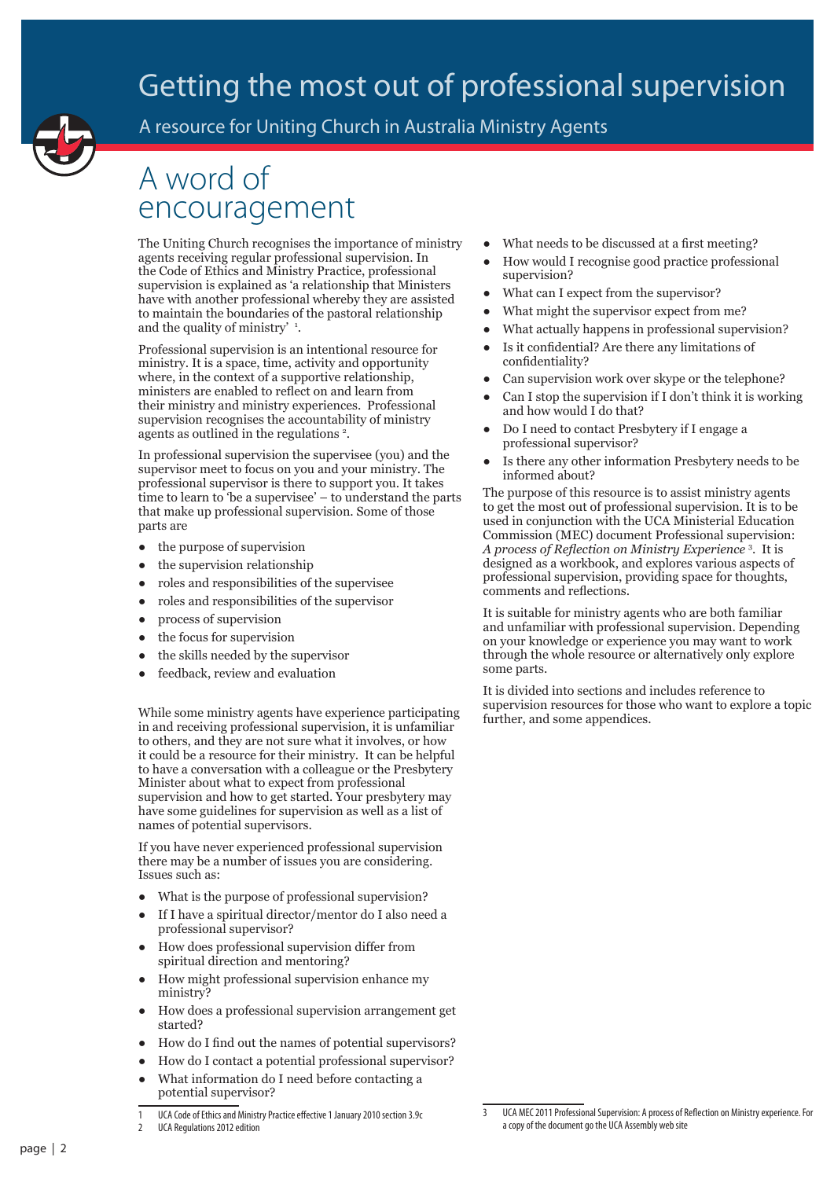# Getting the most out of professional supervision

A resource for Uniting Church in Australia Ministry Agents

## A word of encouragement

The Uniting Church recognises the importance of ministry agents receiving regular professional supervision. In the Code of Ethics and Ministry Practice, professional supervision is explained as 'a relationship that Ministers have with another professional whereby they are assisted to maintain the boundaries of the pastoral relationship and the quality of ministry' [1].

Professional supervision is an intentional resource for ministry. It is a space, time, activity and opportunity where, in the context of a supportive relationship, ministers are enabled to reflect on and learn from their ministry and ministry experiences. Professional supervision recognises the accountability of ministry agents as outlined in the regulations [2].

In professional supervision the supervisee (you) and the supervisor meet to focus on you and your ministry. The professional supervisor is there to support you. It takes time to learn to 'be a supervisee' – to understand the parts that make up professional supervision. Some of those parts are

- the purpose of supervision
- the supervision relationship
- roles and responsibilities of the supervisee
- roles and responsibilities of the supervisor
- process of supervision
- the focus for supervision
- the skills needed by the supervisor
- feedback, review and evaluation

While some ministry agents have experience participating in and receiving professional supervision, it is unfamiliar to others, and they are not sure what it involves, or how it could be a resource for their ministry. It can be helpful to have a conversation with a colleague or the Presbytery Minister about what to expect from professional supervision and how to get started. Your presbytery may have some guidelines for supervision as well as a list of names of potential supervisors.

If you have never experienced professional supervision there may be a number of issues you are considering. Issues such as:

- What is the purpose of professional supervision?
- If I have a spiritual director/mentor do I also need a professional supervisor?
- How does professional supervision differ from spiritual direction and mentoring?
- How might professional supervision enhance my ministry?
- How does a professional supervision arrangement get started?
- How do I find out the names of potential supervisors?
- How do I contact a potential professional supervisor?
- What information do I need before contacting a potential supervisor?
- What needs to be discussed at a first meeting?
- How would I recognise good practice professional supervision?
- What can I expect from the supervisor?
- What might the supervisor expect from me?
- What actually happens in professional supervision?
- Is it confidential? Are there any limitations of confidentiality?
- Can supervision work over skype or the telephone?
- Can I stop the supervision if I don't think it is working and how would I do that?
- Do I need to contact Presbytery if I engage a professional supervisor?
- Is there any other information Presbytery needs to be informed about?

The purpose of this resource is to assist ministry agents to get the most out of professional supervision. It is to be used in conjunction with the UCA Ministerial Education Commission (MEC) document Professional supervision: *A process of Reflection on Ministry Experience* [3]. It is designed as a workbook, and explores various aspects of professional supervision, providing space for thoughts, comments and reflections.

It is suitable for ministry agents who are both familiar and unfamiliar with professional supervision. Depending on your knowledge or experience you may want to work through the whole resource or alternatively only explore some parts.

It is divided into sections and includes reference to supervision resources for those who want to explore a topic further, and some appendices.

---

1 UCA Code of Ethics and Ministry Practice effective 1 January 2010 section 3.9c

2 UCA Regulations 2012 edition

3 UCA MEC 2011 Professional Supervision: A process of Reflection on Ministry experience. For a copy of the document go the UCA Assembly web site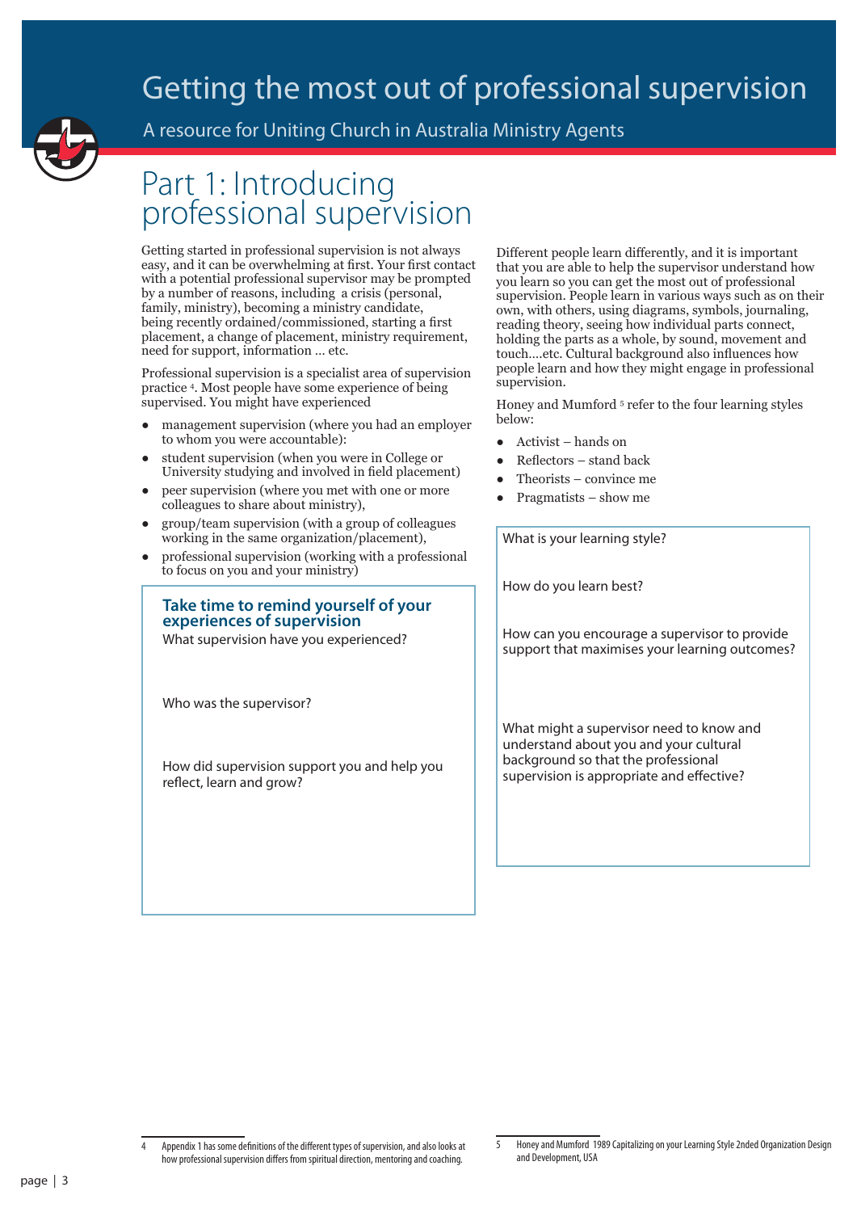# Getting the most out of professional supervision

A resource for Uniting Church in Australia Ministry Agents

## Part 1: Introducing professional supervision

Getting started in professional supervision is not always easy, and it can be overwhelming at first. Your first contact with a potential professional supervisor may be prompted by a number of reasons, including a crisis (personal, family, ministry), becoming a ministry candidate, being recently ordained/commissioned, starting a first placement, a change of placement, ministry requirement, need for support, information … etc.

Professional supervision is a specialist area of supervision practice [4]. Most people have some experience of being supervised. You might have experienced

- management supervision (where you had an employer to whom you were accountable):
- student supervision (when you were in College or University studying and involved in field placement)
- peer supervision (where you met with one or more colleagues to share about ministry),
- group/team supervision (with a group of colleagues working in the same organization/placement),
- professional supervision (working with a professional to focus on you and your ministry)

> **Take time to remind yourself of your experiences of supervision**
>
> What supervision have you experienced?
>
> Who was the supervisor?
>
> How did supervision support you and help you reflect, learn and grow?

Different people learn differently, and it is important that you are able to help the supervisor understand how you learn so you can get the most out of professional supervision. People learn in various ways such as on their own, with others, using diagrams, symbols, journaling, reading theory, seeing how individual parts connect, holding the parts as a whole, by sound, movement and touch....etc. Cultural background also influences how people learn and how they might engage in professional supervision.

Honey and Mumford [5] refer to the four learning styles below:

- Activist – hands on
- Reflectors – stand back
- Theorists – convince me
- Pragmatists – show me

> What is your learning style?
>
> How do you learn best?
>
> How can you encourage a supervisor to provide support that maximises your learning outcomes?
>
> What might a supervisor need to know and understand about you and your cultural background so that the professional supervision is appropriate and effective?

---

4 Appendix 1 has some definitions of the different types of supervision, and also looks at how professional supervision differs from spiritual direction, mentoring and coaching.

5 Honey and Mumford 1989 Capitalizing on your Learning Style 2nded Organization Design and Development, USA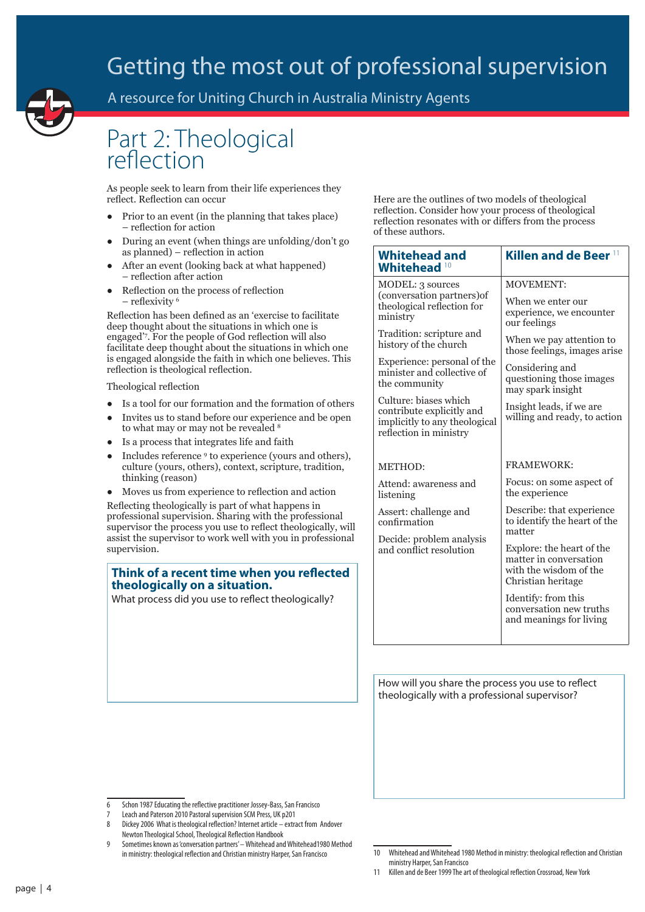# Part 2: Theological reflection

As people seek to learn from their life experiences they reflect. Reflection can occur

- Prior to an event (in the planning that takes place) – reflection for action
- During an event (when things are unfolding/don't go as planned) – reflection in action
- After an event (looking back at what happened) – reflection after action
- Reflection on the process of reflection – reflexivity [6]

Reflection has been defined as an 'exercise to facilitate deep thought about the situations in which one is engaged'[7]. For the people of God reflection will also facilitate deep thought about the situations in which one is engaged alongside the faith in which one believes. This reflection is theological reflection.

Theological reflection

- Is a tool for our formation and the formation of others
- Invites us to stand before our experience and be open to what may or may not be revealed [8]
- Is a process that integrates life and faith
- Includes reference [9] to experience (yours and others), culture (yours, others), context, scripture, tradition, thinking (reason)
- Moves us from experience to reflection and action

Reflecting theologically is part of what happens in professional supervision. Sharing with the professional supervisor the process you use to reflect theologically, will assist the supervisor to work well with you in professional supervision.

**Think of a recent time when you reflected theologically on a situation.**

What process did you use to reflect theologically?

Here are the outlines of two models of theological reflection. Consider how your process of theological reflection resonates with or differs from the process of these authors.

| Whitehead and Whitehead [10] | Killen and de Beer [11] |
|---|---|
| MODEL: 3 sources (conversation partners)of theological reflection for ministry<br><br>Tradition: scripture and history of the church<br><br>Experience: personal of the minister and collective of the community<br><br>Culture: biases which contribute explicitly and implicitly to any theological reflection in ministry | MOVEMENT:<br><br>When we enter our experience, we encounter our feelings<br><br>When we pay attention to those feelings, images arise<br><br>Considering and questioning those images may spark insight<br><br>Insight leads, if we are willing and ready, to action |
| METHOD:<br><br>Attend: awareness and listening<br><br>Assert: challenge and confirmation<br><br>Decide: problem analysis and conflict resolution | FRAMEWORK:<br><br>Focus: on some aspect of the experience<br><br>Describe: that experience to identify the heart of the matter<br><br>Explore: the heart of the matter in conversation with the wisdom of the Christian heritage<br><br>Identify: from this conversation new truths and meanings for living |

How will you share the process you use to reflect theologically with a professional supervisor?

6 Schon 1987 Educating the reflective practitioner Jossey-Bass, San Francisco

7 Leach and Paterson 2010 Pastoral supervision SCM Press, UK p201

8 Dickey 2006 What is theological reflection? Internet article – extract from Andover Newton Theological School, Theological Reflection Handbook

9 Sometimes known as 'conversation partners' – Whitehead and Whitehead1980 Method in ministry: theological reflection and Christian ministry Harper, San Francisco

10 Whitehead and Whitehead 1980 Method in ministry: theological reflection and Christian ministry Harper, San Francisco

11 Killen and de Beer 1999 The art of theological reflection Crossroad, New York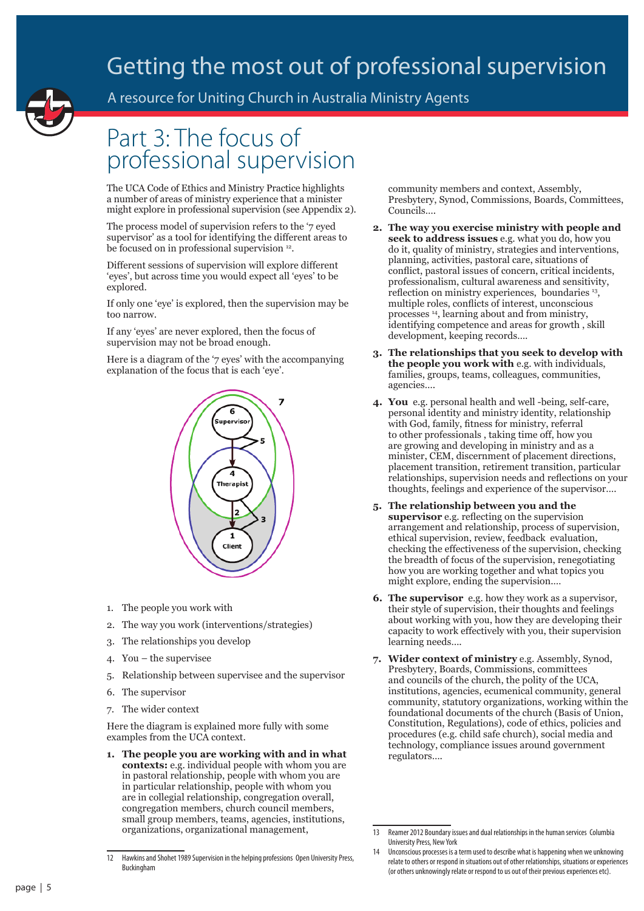# Part 3: The focus of professional supervision

The UCA Code of Ethics and Ministry Practice highlights a number of areas of ministry experience that a minister might explore in professional supervision (see Appendix 2).

The process model of supervision refers to the '7 eyed supervisor' as a tool for identifying the different areas to be focused on in professional supervision [12].

Different sessions of supervision will explore different 'eyes', but across time you would expect all 'eyes' to be explored.

If only one 'eye' is explored, then the supervision may be too narrow.

If any 'eyes' are never explored, then the focus of supervision may not be broad enough.

Here is a diagram of the '7 eyes' with the accompanying explanation of the focus that is each 'eye'.

1. The people you work with
2. The way you work (interventions/strategies)
3. The relationships you develop
4. You – the supervisee
5. Relationship between supervisee and the supervisor
6. The supervisor
7. The wider context

Here the diagram is explained more fully with some examples from the UCA context.

1. **The people you are working with and in what contexts:** e.g. individual people with whom you are in pastoral relationship, people with whom you are in particular relationship, people with whom you are in collegial relationship, congregation overall, congregation members, church council members, small group members, teams, agencies, institutions, organizations, organizational management, community members and context, Assembly, Presbytery, Synod, Commissions, Boards, Committees, Councils....
2. **The way you exercise ministry with people and seek to address issues** e.g. what you do, how you do it, quality of ministry, strategies and interventions, planning, activities, pastoral care, situations of conflict, pastoral issues of concern, critical incidents, professionalism, cultural awareness and sensitivity, reflection on ministry experiences, boundaries [13], multiple roles, conflicts of interest, unconscious processes [14], learning about and from ministry, identifying competence and areas for growth , skill development, keeping records....
3. **The relationships that you seek to develop with the people you work with** e.g. with individuals, families, groups, teams, colleagues, communities, agencies....
4. **You** e.g. personal health and well -being, self-care, personal identity and ministry identity, relationship with God, family, fitness for ministry, referral to other professionals , taking time off, how you are growing and developing in ministry and as a minister, CEM, discernment of placement directions, placement transition, retirement transition, particular relationships, supervision needs and reflections on your thoughts, feelings and experience of the supervisor....
5. **The relationship between you and the supervisor** e.g. reflecting on the supervision arrangement and relationship, process of supervision, ethical supervision, review, feedback evaluation, checking the effectiveness of the supervision, checking the breadth of focus of the supervision, renegotiating how you are working together and what topics you might explore, ending the supervision....
6. **The supervisor** e.g. how they work as a supervisor, their style of supervision, their thoughts and feelings about working with you, how they are developing their capacity to work effectively with you, their supervision learning needs....
7. **Wider context of ministry** e.g. Assembly, Synod, Presbytery, Boards, Commissions, committees and councils of the church, the polity of the UCA, institutions, agencies, ecumenical community, general community, statutory organizations, working within the foundational documents of the church (Basis of Union, Constitution, Regulations), code of ethics, policies and procedures (e.g. child safe church), social media and technology, compliance issues around government regulators....

---

12 Hawkins and Shohet 1989 Supervision in the helping professions Open University Press, Buckingham

13 Reamer 2012 Boundary issues and dual relationships in the human services Columbia University Press, New York

14 Unconscious processes is a term used to describe what is happening when we unknowing relate to others or respond in situations out of other relationships, situations or experiences (or others unknowingly relate or respond to us out of their previous experiences etc).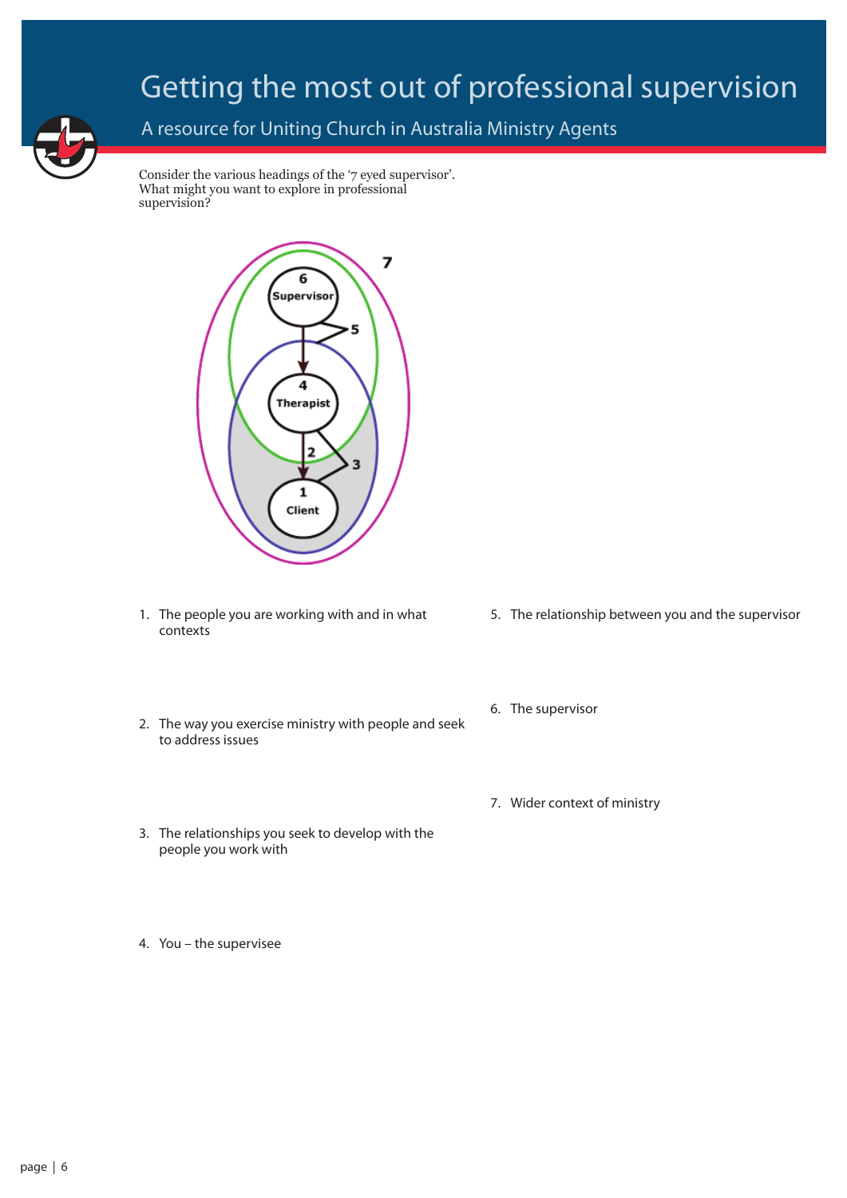Consider the various headings of the '7 eyed supervisor'. What might you want to explore in professional supervision?

1. The people you are working with and in what contexts

2. The way you exercise ministry with people and seek to address issues

3. The relationships you seek to develop with the people you work with

4. You – the supervisee

5. The relationship between you and the supervisor

6. The supervisor

7. Wider context of ministry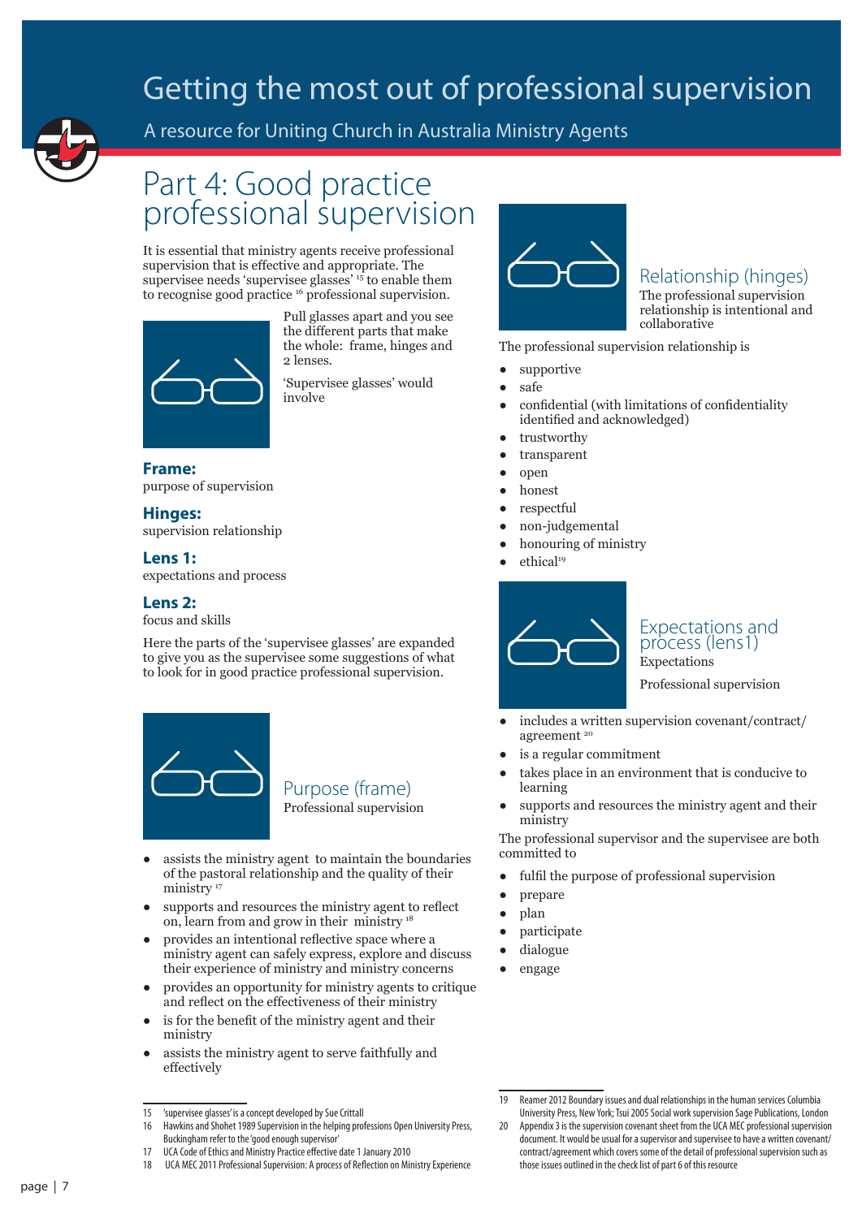# Part 4: Good practice professional supervision

It is essential that ministry agents receive professional supervision that is effective and appropriate. The supervisee needs 'supervisee glasses' [15] to enable them to recognise good practice [16] professional supervision.

Pull glasses apart and you see the different parts that make the whole: frame, hinges and 2 lenses.

'Supervisee glasses' would involve

**Frame:**
purpose of supervision

**Hinges:**
supervision relationship

**Lens 1:**
expectations and process

**Lens 2:**
focus and skills

Here the parts of the 'supervisee glasses' are expanded to give you as the supervisee some suggestions of what to look for in good practice professional supervision.

## Purpose (frame)

Professional supervision

- assists the ministry agent to maintain the boundaries of the pastoral relationship and the quality of their ministry [17]
- supports and resources the ministry agent to reflect on, learn from and grow in their ministry [18]
- provides an intentional reflective space where a ministry agent can safely express, explore and discuss their experience of ministry and ministry concerns
- provides an opportunity for ministry agents to critique and reflect on the effectiveness of their ministry
- is for the benefit of the ministry agent and their ministry
- assists the ministry agent to serve faithfully and effectively

## Relationship (hinges)

The professional supervision relationship is intentional and collaborative

The professional supervision relationship is

- supportive
- safe
- confidential (with limitations of confidentiality identified and acknowledged)
- trustworthy
- transparent
- open
- honest
- respectful
- non-judgemental
- honouring of ministry
- ethical[19]

## Expectations and process (lens1)

Expectations

Professional supervision

- includes a written supervision covenant/contract/agreement [20]
- is a regular commitment
- takes place in an environment that is conducive to learning
- supports and resources the ministry agent and their ministry

The professional supervisor and the supervisee are both committed to

- fulfil the purpose of professional supervision
- prepare
- plan
- participate
- dialogue
- engage

---

15 'supervisee glasses' is a concept developed by Sue Crittall

16 Hawkins and Shohet 1989 Supervision in the helping professions Open University Press, Buckingham refer to the 'good enough supervisor'

17 UCA Code of Ethics and Ministry Practice effective date 1 January 2010

18 UCA MEC 2011 Professional Supervision: A process of Reflection on Ministry Experience

19 Reamer 2012 Boundary issues and dual relationships in the human services Columbia University Press, New York; Tsui 2005 Social work supervision Sage Publications, London

20 Appendix 3 is the supervision covenant sheet from the UCA MEC professional supervision document. It would be usual for a supervisor and supervisee to have a written covenant/contract/agreement which covers some of the detail of professional supervision such as those issues outlined in the check list of part 6 of this resource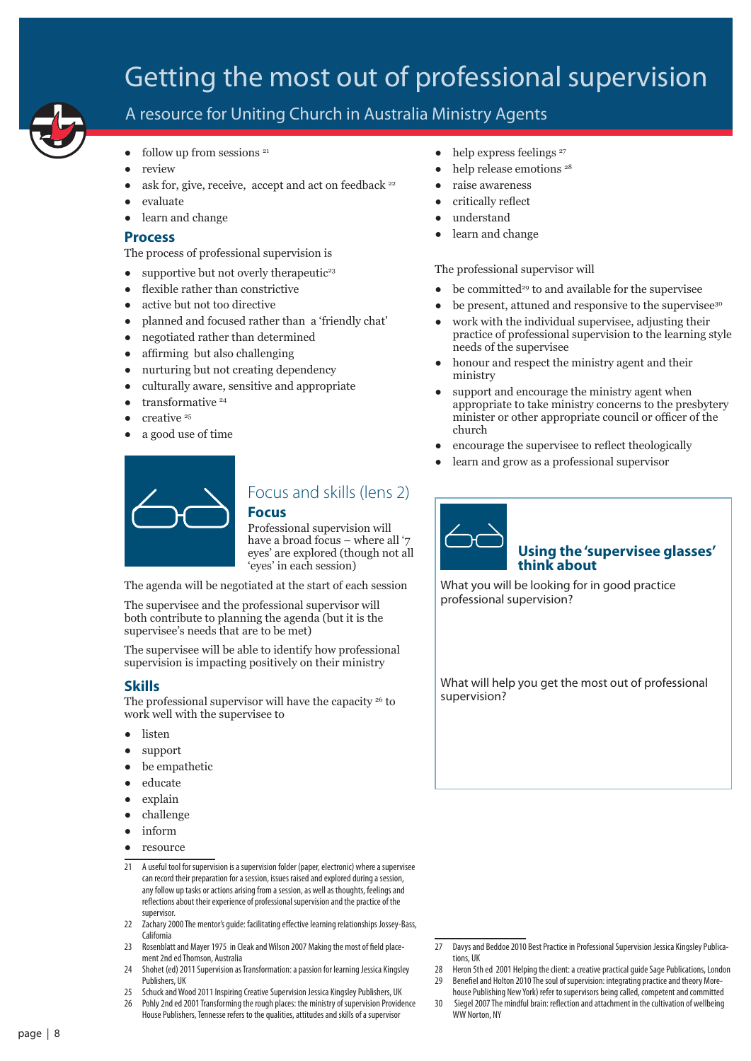- follow up from sessions [21]
- review
- ask for, give, receive, accept and act on feedback [22]
- evaluate
- learn and change

## Process

The process of professional supervision is

- supportive but not overly therapeutic[23]
- flexible rather than constrictive
- active but not too directive
- planned and focused rather than a 'friendly chat'
- negotiated rather than determined
- affirming but also challenging
- nurturing but not creating dependency
- culturally aware, sensitive and appropriate
- transformative [24]
- creative [25]
- a good use of time

## Focus and skills (lens 2)

### Focus

Professional supervision will have a broad focus – where all '7 eyes' are explored (though not all 'eyes' in each session)

The agenda will be negotiated at the start of each session

The supervisee and the professional supervisor will both contribute to planning the agenda (but it is the supervisee's needs that are to be met)

The supervisee will be able to identify how professional supervision is impacting positively on their ministry

### Skills

The professional supervisor will have the capacity [26] to work well with the supervisee to

- listen
- support
- be empathetic
- educate
- explain
- challenge
- inform
- resource
- help express feelings [27]
- help release emotions [28]
- raise awareness
- critically reflect
- understand
- learn and change

The professional supervisor will

- be committed[29] to and available for the supervisee
- be present, attuned and responsive to the supervisee[30]
- work with the individual supervisee, adjusting their practice of professional supervision to the learning style needs of the supervisee
- honour and respect the ministry agent and their ministry
- support and encourage the ministry agent when appropriate to take ministry concerns to the presbytery minister or other appropriate council or officer of the church
- encourage the supervisee to reflect theologically
- learn and grow as a professional supervisor

### Using the 'supervisee glasses' think about

What you will be looking for in good practice professional supervision?

What will help you get the most out of professional supervision?

---

21 A useful tool for supervision is a supervision folder (paper, electronic) where a supervisee can record their preparation for a session, issues raised and explored during a session, any follow up tasks or actions arising from a session, as well as thoughts, feelings and reflections about their experience of professional supervision and the practice of the supervisor.

22 Zachary 2000 The mentor's guide: facilitating effective learning relationships Jossey-Bass, California

23 Rosenblatt and Mayer 1975 in Cleak and Wilson 2007 Making the most of field placement 2nd ed Thomson, Australia

24 Shohet (ed) 2011 Supervision as Transformation: a passion for learning Jessica Kingsley Publishers, UK

25 Schuck and Wood 2011 Inspiring Creative Supervision Jessica Kingsley Publishers, UK

26 Pohly 2nd ed 2001 Transforming the rough places: the ministry of supervision Providence House Publishers, Tennesse refers to the qualities, attitudes and skills of a supervisor

27 Davys and Beddoe 2010 Best Practice in Professional Supervision Jessica Kingsley Publications, UK

28 Heron 5th ed 2001 Helping the client: a creative practical guide Sage Publications, London

29 Benefiel and Holton 2010 The soul of supervision: integrating practice and theory Morehouse Publishing New York) refer to supervisors being called, competent and committed

30 Siegel 2007 The mindful brain: reflection and attachment in the cultivation of wellbeing WW Norton, NY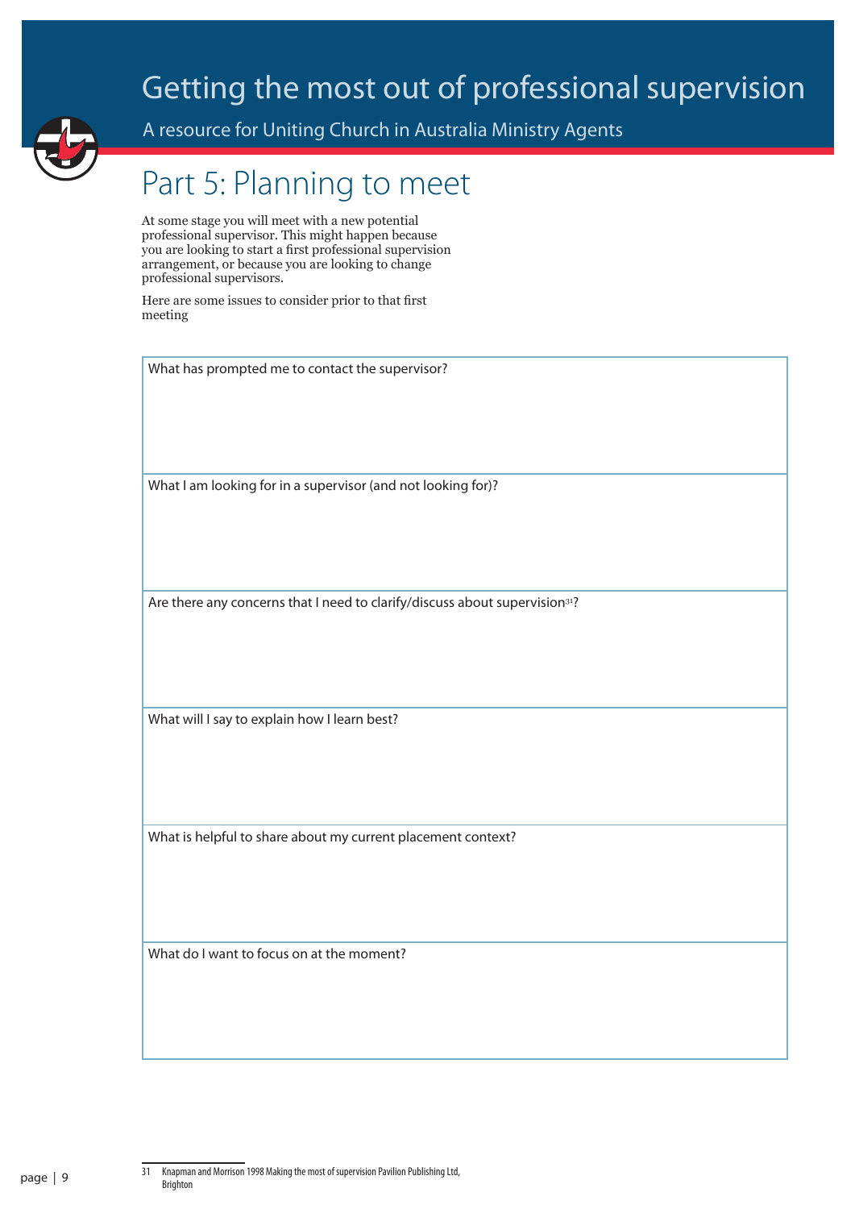# Part 5: Planning to meet

At some stage you will meet with a new potential professional supervisor. This might happen because you are looking to start a first professional supervision arrangement, or because you are looking to change professional supervisors.

Here are some issues to consider prior to that first meeting

| What has prompted me to contact the supervisor? |
|---|
| What I am looking for in a supervisor (and not looking for)? |
| Are there any concerns that I need to clarify/discuss about supervision[31]? |
| What will I say to explain how I learn best? |
| What is helpful to share about my current placement context? |
| What do I want to focus on at the moment? |

31 Knapman and Morrison 1998 Making the most of supervision Pavilion Publishing Ltd, Brighton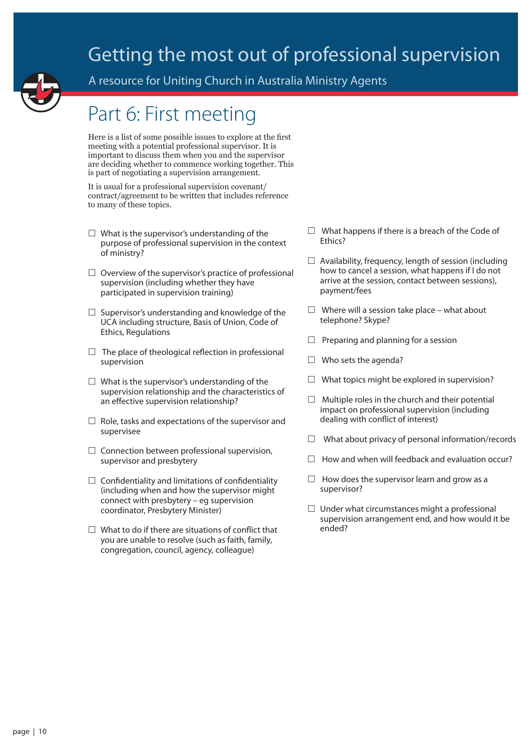# Getting the most out of professional supervision

A resource for Uniting Church in Australia Ministry Agents

## Part 6: First meeting

Here is a list of some possible issues to explore at the first meeting with a potential professional supervisor. It is important to discuss them when you and the supervisor are deciding whether to commence working together. This is part of negotiating a supervision arrangement.

It is usual for a professional supervision covenant/contract/agreement to be written that includes reference to many of these topics.

- ☐ What is the supervisor's understanding of the purpose of professional supervision in the context of ministry?
- ☐ Overview of the supervisor's practice of professional supervision (including whether they have participated in supervision training)
- ☐ Supervisor's understanding and knowledge of the UCA including structure, Basis of Union, Code of Ethics, Regulations
- ☐ The place of theological reflection in professional supervision
- ☐ What is the supervisor's understanding of the supervision relationship and the characteristics of an effective supervision relationship?
- ☐ Role, tasks and expectations of the supervisor and supervisee
- ☐ Connection between professional supervision, supervisor and presbytery
- ☐ Confidentiality and limitations of confidentiality (including when and how the supervisor might connect with presbytery – eg supervision coordinator, Presbytery Minister)
- ☐ What to do if there are situations of conflict that you are unable to resolve (such as faith, family, congregation, council, agency, colleague)
- ☐ What happens if there is a breach of the Code of Ethics?
- ☐ Availability, frequency, length of session (including how to cancel a session, what happens if I do not arrive at the session, contact between sessions), payment/fees
- ☐ Where will a session take place – what about telephone? Skype?
- ☐ Preparing and planning for a session
- ☐ Who sets the agenda?
- ☐ What topics might be explored in supervision?
- ☐ Multiple roles in the church and their potential impact on professional supervision (including dealing with conflict of interest)
- ☐ What about privacy of personal information/records
- ☐ How and when will feedback and evaluation occur?
- ☐ How does the supervisor learn and grow as a supervisor?
- ☐ Under what circumstances might a professional supervision arrangement end, and how would it be ended?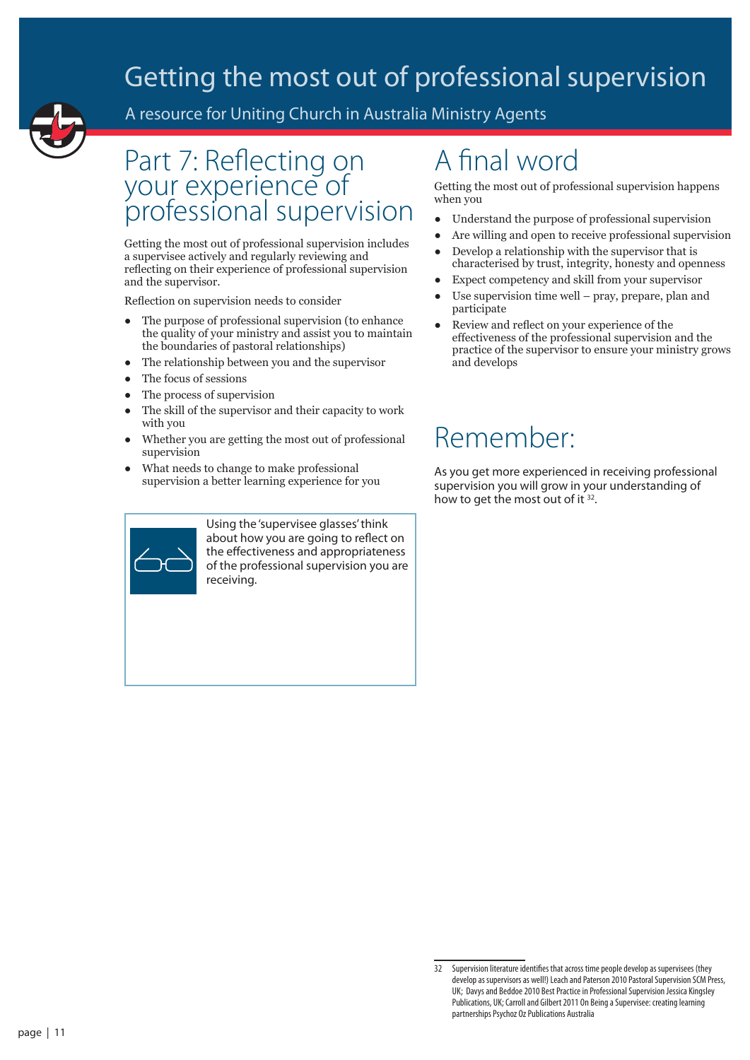## Part 7: Reflecting on your experience of professional supervision

Getting the most out of professional supervision includes a supervisee actively and regularly reviewing and reflecting on their experience of professional supervision and the supervisor.

Reflection on supervision needs to consider

- The purpose of professional supervision (to enhance the quality of your ministry and assist you to maintain the boundaries of pastoral relationships)
- The relationship between you and the supervisor
- The focus of sessions
- The process of supervision
- The skill of the supervisor and their capacity to work with you
- Whether you are getting the most out of professional supervision
- What needs to change to make professional supervision a better learning experience for you

Using the 'supervisee glasses' think about how you are going to reflect on the effectiveness and appropriateness of the professional supervision you are receiving.

## A final word

Getting the most out of professional supervision happens when you

- Understand the purpose of professional supervision
- Are willing and open to receive professional supervision
- Develop a relationship with the supervisor that is characterised by trust, integrity, honesty and openness
- Expect competency and skill from your supervisor
- Use supervision time well – pray, prepare, plan and participate
- Review and reflect on your experience of the effectiveness of the professional supervision and the practice of the supervisor to ensure your ministry grows and develops

## Remember:

As you get more experienced in receiving professional supervision you will grow in your understanding of how to get the most out of it [32].

---

32 Supervision literature identifies that across time people develop as supervisees (they develop as supervisors as well!) Leach and Paterson 2010 Pastoral Supervision SCM Press, UK; Davys and Beddoe 2010 Best Practice in Professional Supervision Jessica Kingsley Publications, UK; Carroll and Gilbert 2011 On Being a Supervisee: creating learning partnerships Psychoz Oz Publications Australia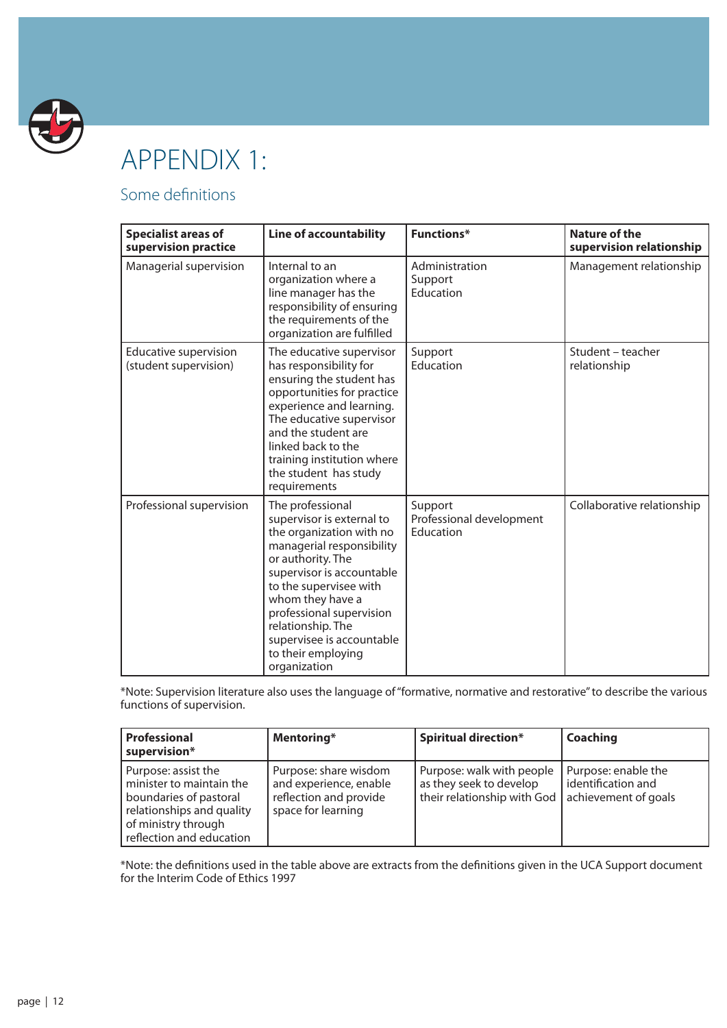# APPENDIX 1:

## Some definitions

| Specialist areas of supervision practice | Line of accountability | Functions* | Nature of the supervision relationship |
|---|---|---|---|
| Managerial supervision | Internal to an organization where a line manager has the responsibility of ensuring the requirements of the organization are fulfilled | Administration<br>Support<br>Education | Management relationship |
| Educative supervision (student supervision) | The educative supervisor has responsibility for ensuring the student has opportunities for practice experience and learning. The educative supervisor and the student are linked back to the training institution where the student has study requirements | Support<br>Education | Student – teacher relationship |
| Professional supervision | The professional supervisor is external to the organization with no managerial responsibility or authority. The supervisor is accountable to the supervisee with whom they have a professional supervision relationship. The supervisee is accountable to their employing organization | Support<br>Professional development<br>Education | Collaborative relationship |

*Note: Supervision literature also uses the language of "formative, normative and restorative" to describe the various functions of supervision.

| Professional supervision* | Mentoring* | Spiritual direction* | Coaching |
|---|---|---|---|
| Purpose: assist the minister to maintain the boundaries of pastoral relationships and quality of ministry through reflection and education | Purpose: share wisdom and experience, enable reflection and provide space for learning | Purpose: walk with people as they seek to develop their relationship with God | Purpose: enable the identification and achievement of goals |

*Note: the definitions used in the table above are extracts from the definitions given in the UCA Support document for the Interim Code of Ethics 1997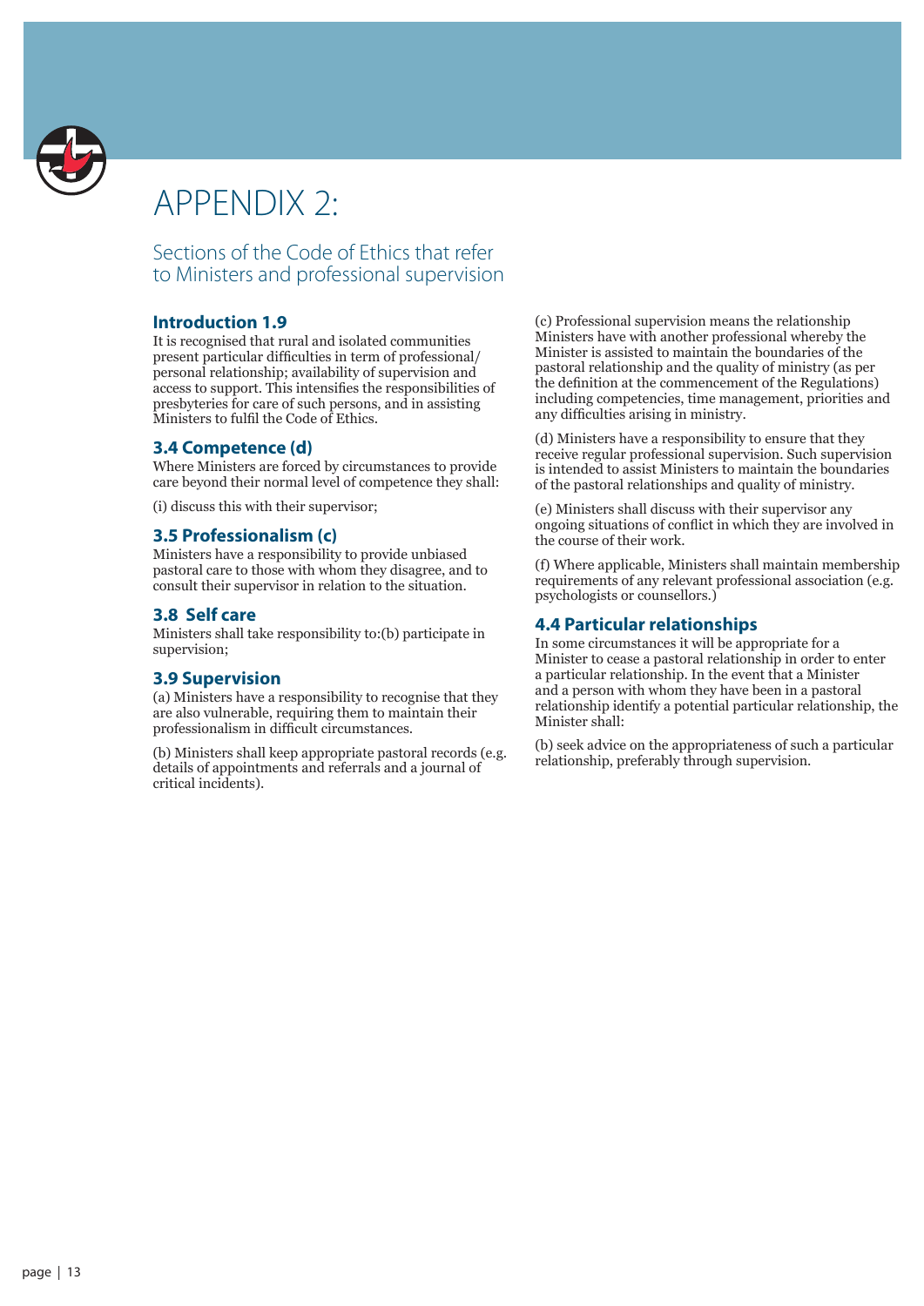# APPENDIX 2:

## Sections of the Code of Ethics that refer to Ministers and professional supervision

### Introduction 1.9

It is recognised that rural and isolated communities present particular difficulties in term of professional/personal relationship; availability of supervision and access to support. This intensifies the responsibilities of presbyteries for care of such persons, and in assisting Ministers to fulfil the Code of Ethics.

### 3.4 Competence (d)

Where Ministers are forced by circumstances to provide care beyond their normal level of competence they shall:

(i) discuss this with their supervisor;

### 3.5 Professionalism (c)

Ministers have a responsibility to provide unbiased pastoral care to those with whom they disagree, and to consult their supervisor in relation to the situation.

### 3.8 Self care

Ministers shall take responsibility to:(b) participate in supervision;

### 3.9 Supervision

(a) Ministers have a responsibility to recognise that they are also vulnerable, requiring them to maintain their professionalism in difficult circumstances.

(b) Ministers shall keep appropriate pastoral records (e.g. details of appointments and referrals and a journal of critical incidents).

(c) Professional supervision means the relationship Ministers have with another professional whereby the Minister is assisted to maintain the boundaries of the pastoral relationship and the quality of ministry (as per the definition at the commencement of the Regulations) including competencies, time management, priorities and any difficulties arising in ministry.

(d) Ministers have a responsibility to ensure that they receive regular professional supervision. Such supervision is intended to assist Ministers to maintain the boundaries of the pastoral relationships and quality of ministry.

(e) Ministers shall discuss with their supervisor any ongoing situations of conflict in which they are involved in the course of their work.

(f) Where applicable, Ministers shall maintain membership requirements of any relevant professional association (e.g. psychologists or counsellors.)

### 4.4 Particular relationships

In some circumstances it will be appropriate for a Minister to cease a pastoral relationship in order to enter a particular relationship. In the event that a Minister and a person with whom they have been in a pastoral relationship identify a potential particular relationship, the Minister shall:

(b) seek advice on the appropriateness of such a particular relationship, preferably through supervision.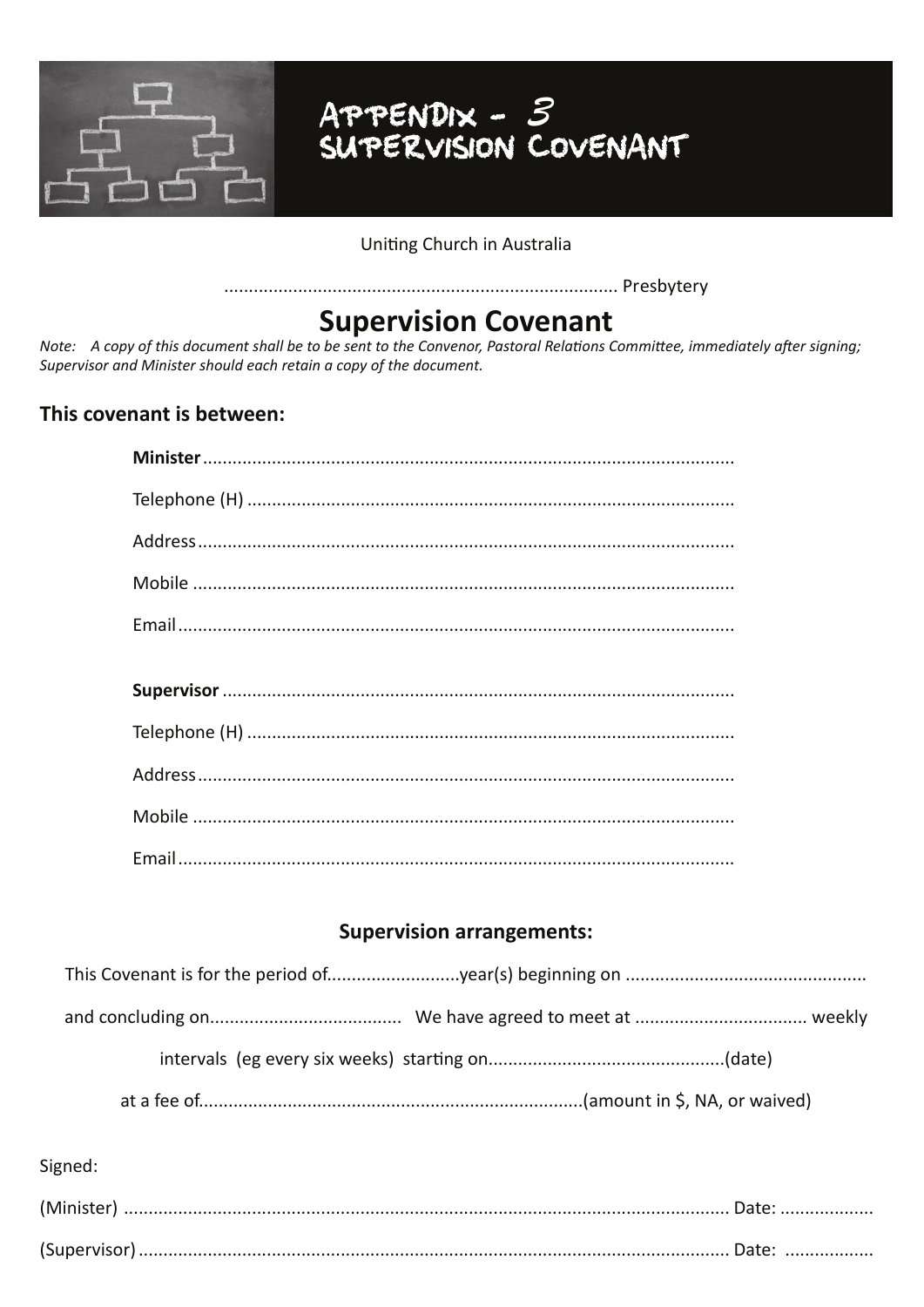# Appendix - 3
# Supervision Covenant

Uniting Church in Australia

............................................................................... Presbytery

## Supervision Covenant

*Note: A copy of this document shall be to be sent to the Convenor, Pastoral Relations Committee, immediately after signing; Supervisor and Minister should each retain a copy of the document.*

### This covenant is between:

**Minister**..........................................................................................................

Telephone (H) ................................................................................................

Address..........................................................................................................

Mobile ...........................................................................................................

Email..............................................................................................................

**Supervisor** .....................................................................................................

Telephone (H) ................................................................................................

Address..........................................................................................................

Mobile ...........................................................................................................

Email..............................................................................................................

### Supervision arrangements:

This Covenant is for the period of..........................year(s) beginning on ................................................

and concluding on...................................... We have agreed to meet at .................................. weekly

intervals (eg every six weeks) starting on...............................................(date)

at a fee of............................................................................(amount in $, NA, or waived)

Signed:

(Minister) ......................................................................................................................... Date: ..................

(Supervisor) ...................................................................................................................... Date: .................